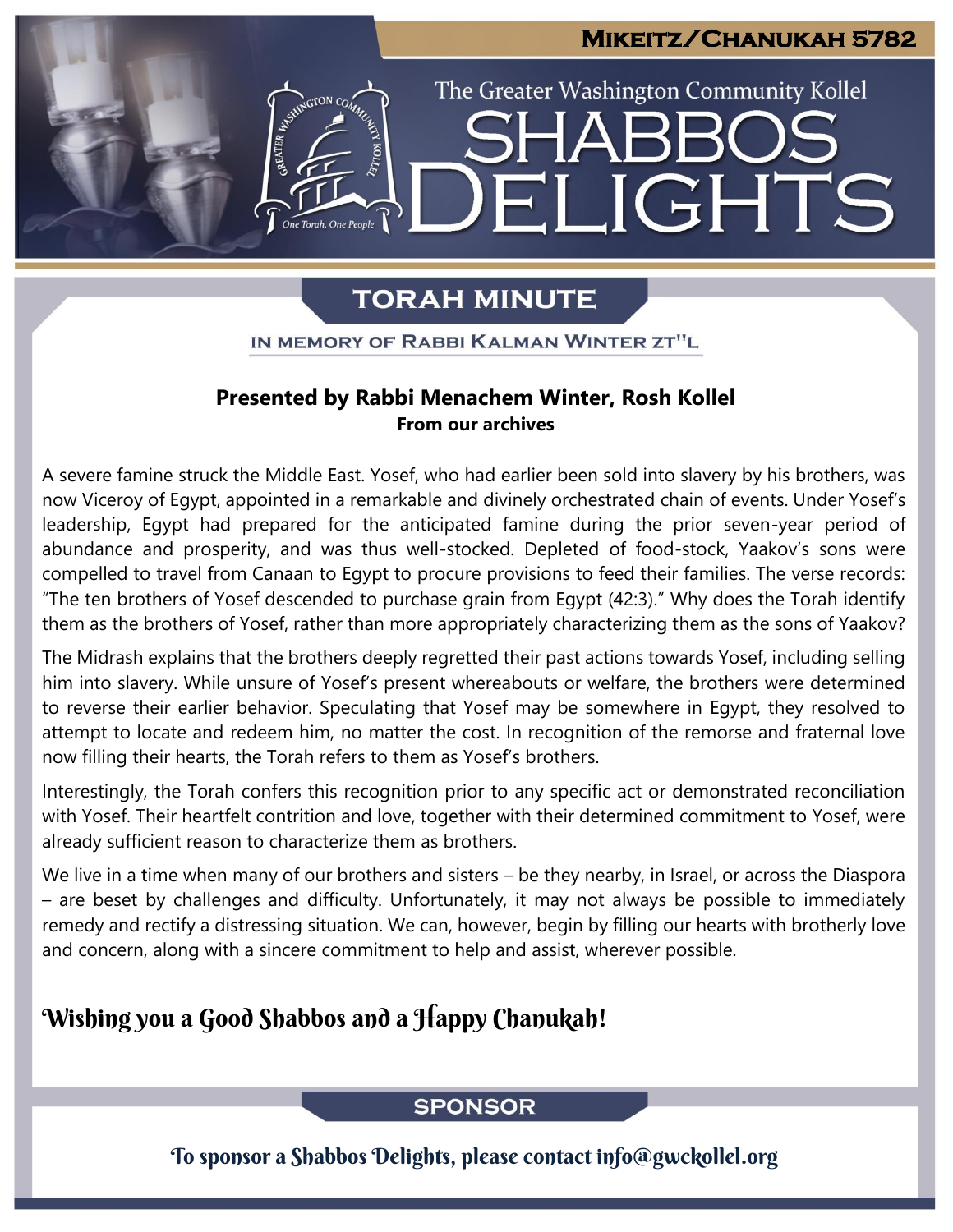# Mikeitz/Chanukah 5782

The Greater Washington Community Kollel

# SHABBOS DELIGHTS

## TORAH MINUTE

IN MEMORY OF RABBI KALMAN WINTER ZT"L

**Presented by Rabbi Menachem Winter, Rosh Kollel**
**From our archives**

A severe famine struck the Middle East. Yosef, who had earlier been sold into slavery by his brothers, was now Viceroy of Egypt, appointed in a remarkable and divinely orchestrated chain of events. Under Yosef's leadership, Egypt had prepared for the anticipated famine during the prior seven-year period of abundance and prosperity, and was thus well-stocked. Depleted of food-stock, Yaakov's sons were compelled to travel from Canaan to Egypt to procure provisions to feed their families. The verse records: "The ten brothers of Yosef descended to purchase grain from Egypt (42:3)." Why does the Torah identify them as the brothers of Yosef, rather than more appropriately characterizing them as the sons of Yaakov?

The Midrash explains that the brothers deeply regretted their past actions towards Yosef, including selling him into slavery. While unsure of Yosef's present whereabouts or welfare, the brothers were determined to reverse their earlier behavior. Speculating that Yosef may be somewhere in Egypt, they resolved to attempt to locate and redeem him, no matter the cost. In recognition of the remorse and fraternal love now filling their hearts, the Torah refers to them as Yosef's brothers.

Interestingly, the Torah confers this recognition prior to any specific act or demonstrated reconciliation with Yosef. Their heartfelt contrition and love, together with their determined commitment to Yosef, were already sufficient reason to characterize them as brothers.

We live in a time when many of our brothers and sisters – be they nearby, in Israel, or across the Diaspora – are beset by challenges and difficulty. Unfortunately, it may not always be possible to immediately remedy and rectify a distressing situation. We can, however, begin by filling our hearts with brotherly love and concern, along with a sincere commitment to help and assist, wherever possible.

**Wishing you a Good Shabbos and a Happy Chanukah!**

## SPONSOR

To sponsor a Shabbos Delights, please contact info@gwckollel.org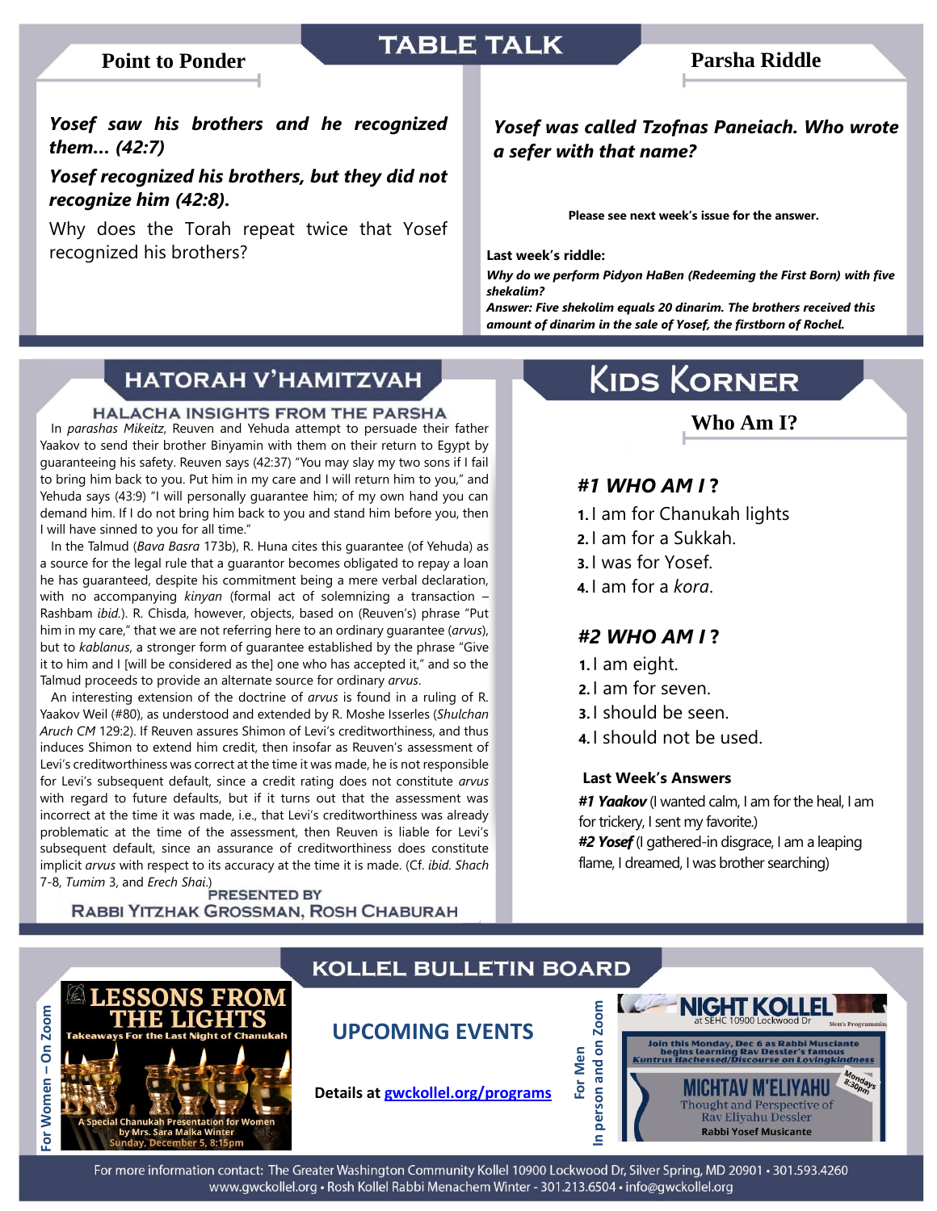# TABLE TALK

## Point to Ponder

***Yosef saw his brothers and he recognized them... (42:7)***

***Yosef recognized his brothers, but they did not recognize him (42:8).***

Why does the Torah repeat twice that Yosef recognized his brothers?

## Parsha Riddle

***Yosef was called Tzofnas Paneiach. Who wrote a sefer with that name?***

**Please see next week's issue for the answer.**

**Last week's riddle:**

***Why do we perform Pidyon HaBen (Redeeming the First Born) with five shekalim?***

***Answer: Five shekolim equals 20 dinarim. The brothers received this amount of dinarim in the sale of Yosef, the firstborn of Rochel.***

# HATORAH V'HAMITZVAH

## HALACHA INSIGHTS FROM THE PARSHA

In *parashas Mikeitz*, Reuven and Yehuda attempt to persuade their father Yaakov to send their brother Binyamin with them on their return to Egypt by guaranteeing his safety. Reuven says (42:37) "You may slay my two sons if I fail to bring him back to you. Put him in my care and I will return him to you," and Yehuda says (43:9) "I will personally guarantee him; of my own hand you can demand him. If I do not bring him back to you and stand him before you, then I will have sinned to you for all time."

In the Talmud (*Bava Basra* 173b), R. Huna cites this guarantee (of Yehuda) as a source for the legal rule that a guarantor becomes obligated to repay a loan he has guaranteed, despite his commitment being a mere verbal declaration, with no accompanying *kinyan* (formal act of solemnizing a transaction – Rashbam *ibid.*). R. Chisda, however, objects, based on (Reuven's) phrase "Put him in my care," that we are not referring here to an ordinary guarantee (*arvus*), but to *kablanus*, a stronger form of guarantee established by the phrase "Give it to him and I [will be considered as the] one who has accepted it," and so the Talmud proceeds to provide an alternate source for ordinary *arvus*.

An interesting extension of the doctrine of *arvus* is found in a ruling of R. Yaakov Weil (#80), as understood and extended by R. Moshe Isserles (*Shulchan Aruch CM* 129:2). If Reuven assures Shimon of Levi's creditworthiness, and thus induces Shimon to extend him credit, then insofar as Reuven's assessment of Levi's creditworthiness was correct at the time it was made, he is not responsible for Levi's subsequent default, since a credit rating does not constitute *arvus* with regard to future defaults, but if it turns out that the assessment was incorrect at the time it was made, i.e., that Levi's creditworthiness was already problematic at the time of the assessment, then Reuven is liable for Levi's subsequent default, since an assurance of creditworthiness does constitute implicit *arvus* with respect to its accuracy at the time it is made. (Cf. *ibid. Shach* 7-8, *Tumim* 3, and *Erech Shai*.)

PRESENTED BY
RABBI YITZHAK GROSSMAN, ROSH CHABURAH

# KIDS KORNER

## Who Am I?

### #1 WHO AM I ?

1. I am for Chanukah lights
2. I am for a Sukkah.
3. I was for Yosef.
4. I am for a *kora*.

### #2 WHO AM I ?

1. I am eight.
2. I am for seven.
3. I should be seen.
4. I should not be used.

**Last Week's Answers**

***#1 Yaakov*** (I wanted calm, I am for the heal, I am for trickery, I sent my favorite.)

***#2 Yosef*** (I gathered-in disgrace, I am a leaping flame, I dreamed, I was brother searching)

# KOLLEL BULLETIN BOARD

**For Women – On Zoom**

LESSONS FROM THE LIGHTS
Takeaways For the Last Night of Chanukah
A Special Chanukah Presentation for Women by Mrs. Sara Malka Winter
Sunday, December 5, 8:15pm

## UPCOMING EVENTS

**Details at gwckollel.org/programs**

**For Men – In person and on Zoom**

NIGHT KOLLEL at SEHC 10900 Lockwood Dr — Men's Programming
Join this Monday, Dec 6 as Rabbi Musciante begins learning Rav Dessler's famous *Kuntrus Hachessed/Discourse on Lovingkindness*
MICHTAV M'ELIYAHU — Thought and Perspective of Rav Eliyahu Dessler
Rabbi Yosef Musicante
Mondays 8:30pm

For more information contact: The Greater Washington Community Kollel 10900 Lockwood Dr, Silver Spring, MD 20901 • 301.593.4260
www.gwckollel.org • Rosh Kollel Rabbi Menachem Winter - 301.213.6504 • info@gwckollel.org